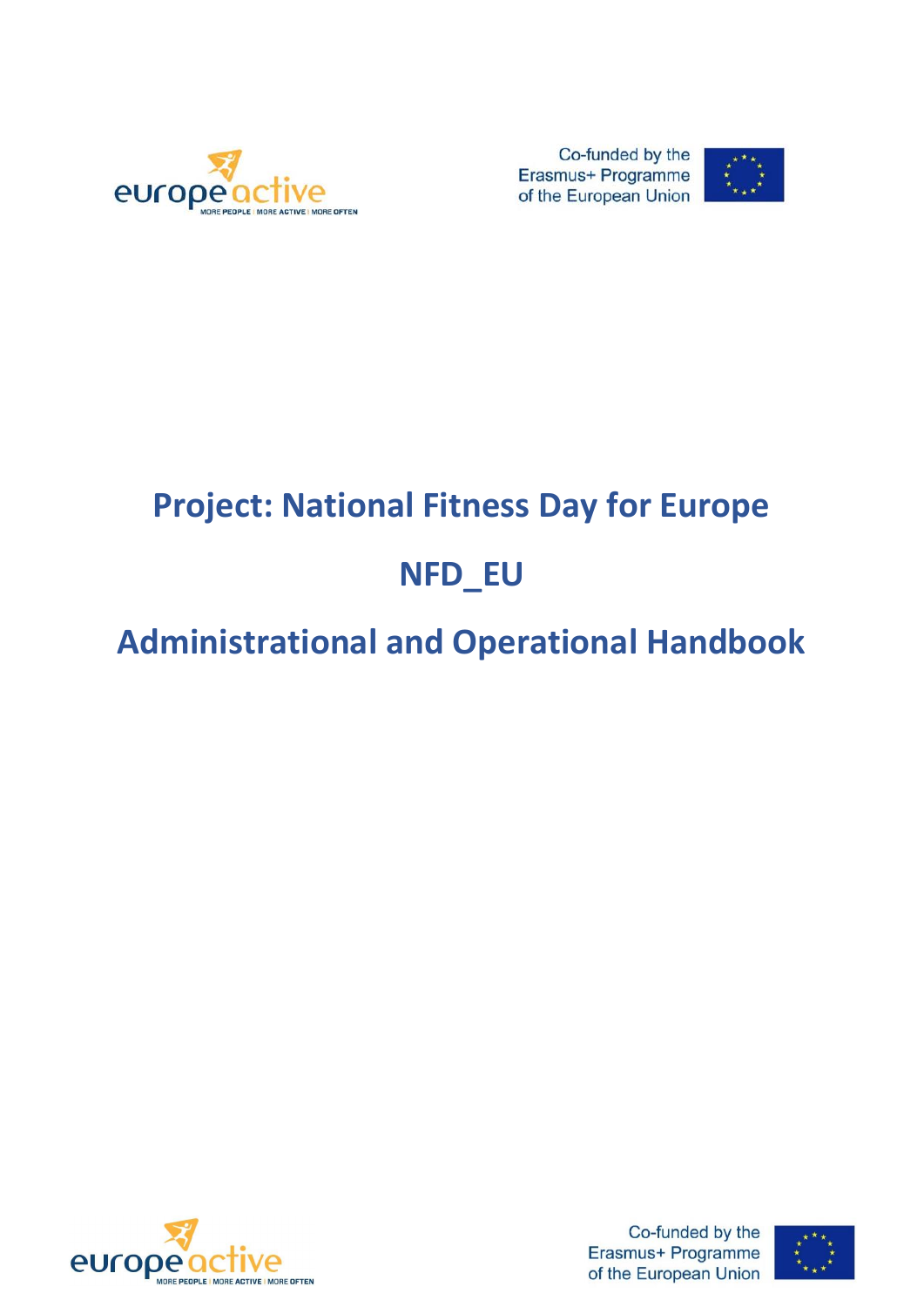# Project: National Fitness Day for Europe

# NFD_EU

# Administrational and Operational Handbook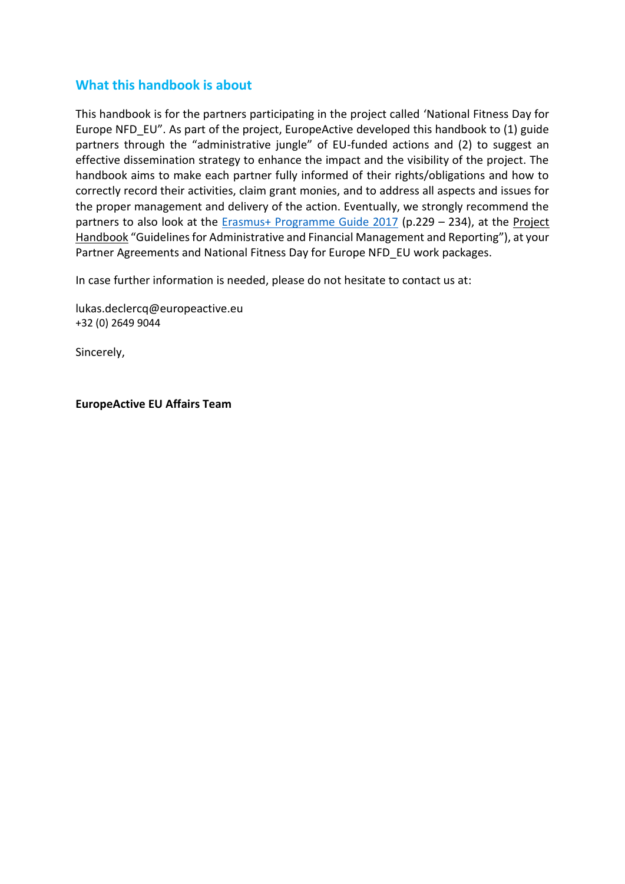## What this handbook is about

This handbook is for the partners participating in the project called 'National Fitness Day for Europe NFD_EU". As part of the project, EuropeActive developed this handbook to (1) guide partners through the "administrative jungle" of EU-funded actions and (2) to suggest an effective dissemination strategy to enhance the impact and the visibility of the project. The handbook aims to make each partner fully informed of their rights/obligations and how to correctly record their activities, claim grant monies, and to address all aspects and issues for the proper management and delivery of the action. Eventually, we strongly recommend the partners to also look at the Erasmus+ Programme Guide 2017 (p.229 – 234), at the Project Handbook "Guidelines for Administrative and Financial Management and Reporting"), at your Partner Agreements and National Fitness Day for Europe NFD_EU work packages.

In case further information is needed, please do not hesitate to contact us at:

lukas.declercq@europeactive.eu
+32 (0) 2649 9044

Sincerely,

**EuropeActive EU Affairs Team**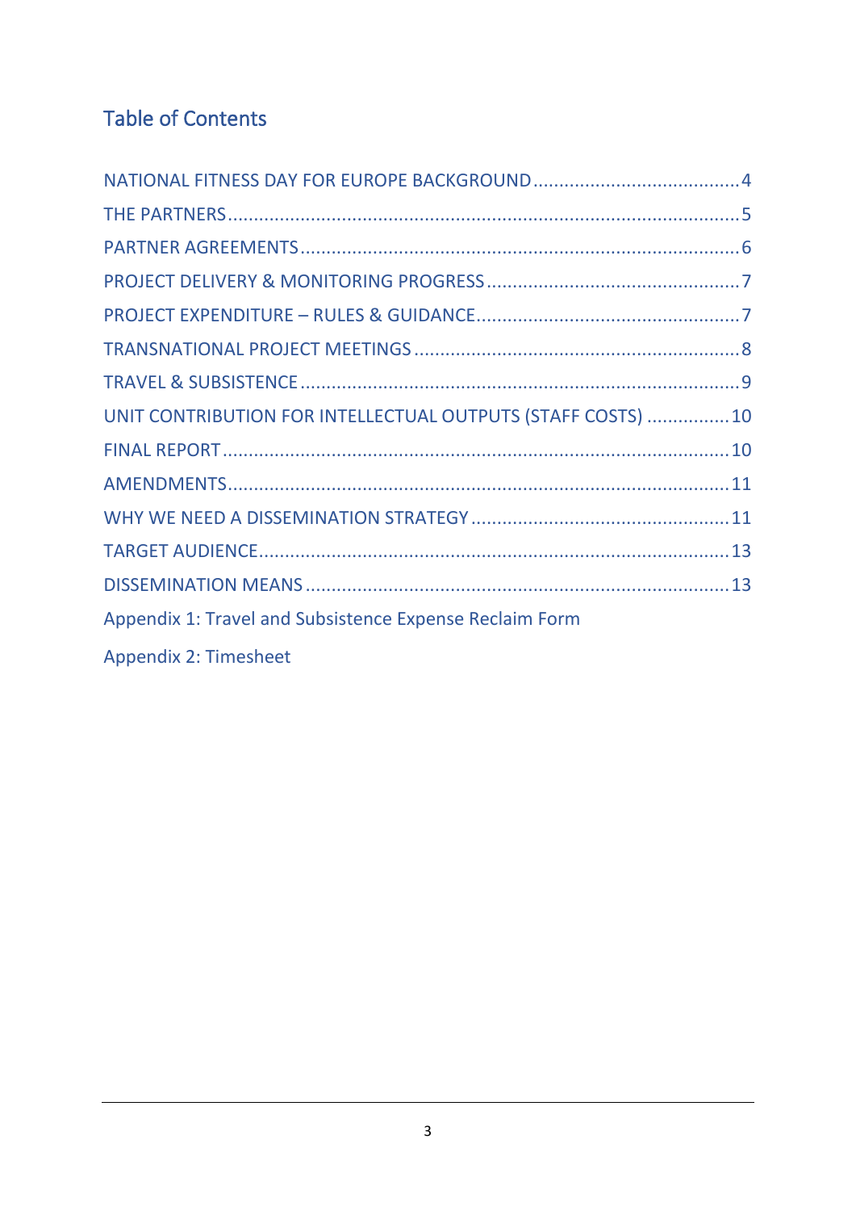# Table of Contents

- NATIONAL FITNESS DAY FOR EUROPE BACKGROUND ........................................ 4
- THE PARTNERS ........................................................................................ 5
- PARTNER AGREEMENTS ........................................................................... 6
- PROJECT DELIVERY & MONITORING PROGRESS ........................................ 7
- PROJECT EXPENDITURE – RULES & GUIDANCE .......................................... 7
- TRANSNATIONAL PROJECT MEETINGS ...................................................... 8
- TRAVEL & SUBSISTENCE ............................................................................ 9
- UNIT CONTRIBUTION FOR INTELLECTUAL OUTPUTS (STAFF COSTS) ................ 10
- FINAL REPORT ........................................................................................ 10
- AMENDMENTS ......................................................................................... 11
- WHY WE NEED A DISSEMINATION STRATEGY ............................................ 11
- TARGET AUDIENCE .................................................................................. 13
- DISSEMINATION MEANS .......................................................................... 13
- Appendix 1: Travel and Subsistence Expense Reclaim Form
- Appendix 2: Timesheet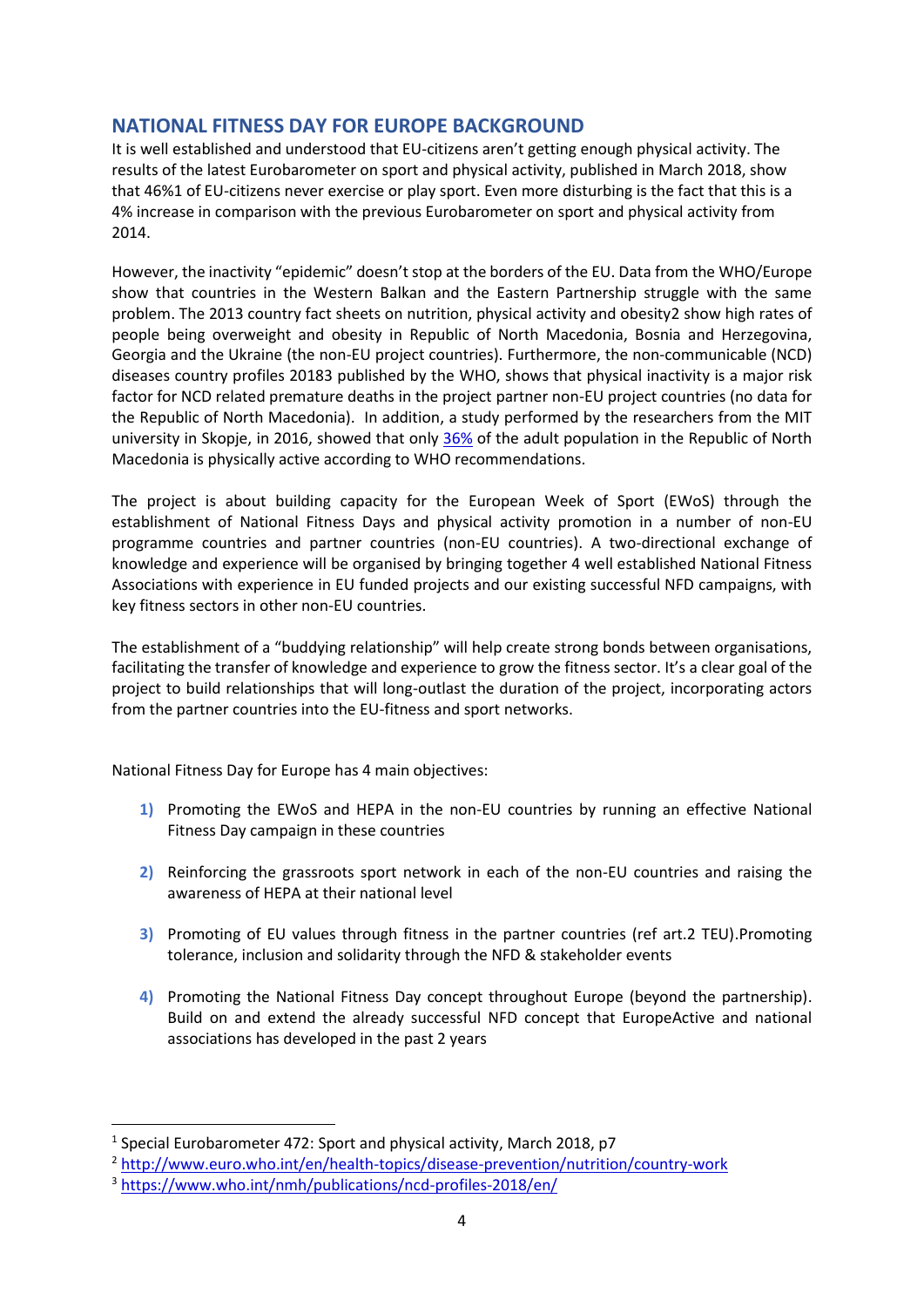## NATIONAL FITNESS DAY FOR EUROPE BACKGROUND

It is well established and understood that EU-citizens aren't getting enough physical activity. The results of the latest Eurobarometer on sport and physical activity, published in March 2018, show that 46%[1] of EU-citizens never exercise or play sport. Even more disturbing is the fact that this is a 4% increase in comparison with the previous Eurobarometer on sport and physical activity from 2014.

However, the inactivity "epidemic" doesn't stop at the borders of the EU. Data from the WHO/Europe show that countries in the Western Balkan and the Eastern Partnership struggle with the same problem. The 2013 country fact sheets on nutrition, physical activity and obesity[2] show high rates of people being overweight and obesity in Republic of North Macedonia, Bosnia and Herzegovina, Georgia and the Ukraine (the non-EU project countries). Furthermore, the non-communicable (NCD) diseases country profiles 2018[3] published by the WHO, shows that physical inactivity is a major risk factor for NCD related premature deaths in the project partner non-EU project countries (no data for the Republic of North Macedonia). In addition, a study performed by the researchers from the MIT university in Skopje, in 2016, showed that only 36% of the adult population in the Republic of North Macedonia is physically active according to WHO recommendations.

The project is about building capacity for the European Week of Sport (EWoS) through the establishment of National Fitness Days and physical activity promotion in a number of non-EU programme countries and partner countries (non-EU countries). A two-directional exchange of knowledge and experience will be organised by bringing together 4 well established National Fitness Associations with experience in EU funded projects and our existing successful NFD campaigns, with key fitness sectors in other non-EU countries.

The establishment of a "buddying relationship" will help create strong bonds between organisations, facilitating the transfer of knowledge and experience to grow the fitness sector. It's a clear goal of the project to build relationships that will long-outlast the duration of the project, incorporating actors from the partner countries into the EU-fitness and sport networks.

National Fitness Day for Europe has 4 main objectives:

1) Promoting the EWoS and HEPA in the non-EU countries by running an effective National Fitness Day campaign in these countries

2) Reinforcing the grassroots sport network in each of the non-EU countries and raising the awareness of HEPA at their national level

3) Promoting of EU values through fitness in the partner countries (ref art.2 TEU).Promoting tolerance, inclusion and solidarity through the NFD & stakeholder events

4) Promoting the National Fitness Day concept throughout Europe (beyond the partnership). Build on and extend the already successful NFD concept that EuropeActive and national associations has developed in the past 2 years

---

[1] Special Eurobarometer 472: Sport and physical activity, March 2018, p7

[2] http://www.euro.who.int/en/health-topics/disease-prevention/nutrition/country-work

[3] https://www.who.int/nmh/publications/ncd-profiles-2018/en/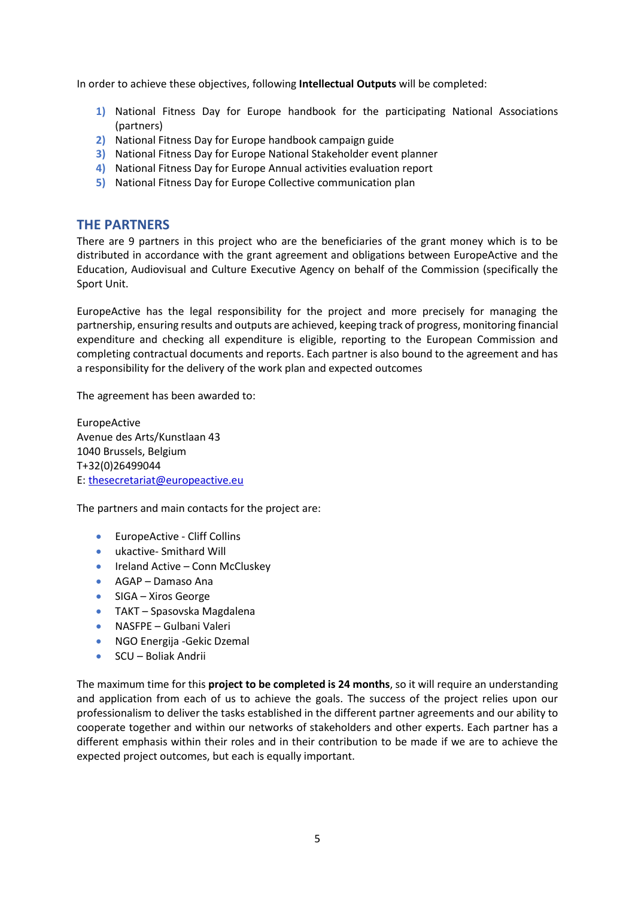In order to achieve these objectives, following **Intellectual Outputs** will be completed:

1) National Fitness Day for Europe handbook for the participating National Associations (partners)
2) National Fitness Day for Europe handbook campaign guide
3) National Fitness Day for Europe National Stakeholder event planner
4) National Fitness Day for Europe Annual activities evaluation report
5) National Fitness Day for Europe Collective communication plan

## THE PARTNERS

There are 9 partners in this project who are the beneficiaries of the grant money which is to be distributed in accordance with the grant agreement and obligations between EuropeActive and the Education, Audiovisual and Culture Executive Agency on behalf of the Commission (specifically the Sport Unit.

EuropeActive has the legal responsibility for the project and more precisely for managing the partnership, ensuring results and outputs are achieved, keeping track of progress, monitoring financial expenditure and checking all expenditure is eligible, reporting to the European Commission and completing contractual documents and reports. Each partner is also bound to the agreement and has a responsibility for the delivery of the work plan and expected outcomes

The agreement has been awarded to:

EuropeActive
Avenue des Arts/Kunstlaan 43
1040 Brussels, Belgium
T+32(0)26499044
E: thesecretariat@europeactive.eu

The partners and main contacts for the project are:

- EuropeActive - Cliff Collins
- ukactive- Smithard Will
- Ireland Active – Conn McCluskey
- AGAP – Damaso Ana
- SIGA – Xiros George
- TAKT – Spasovska Magdalena
- NASFPE – Gulbani Valeri
- NGO Energija -Gekic Dzemal
- SCU – Boliak Andrii

The maximum time for this **project to be completed is 24 months**, so it will require an understanding and application from each of us to achieve the goals. The success of the project relies upon our professionalism to deliver the tasks established in the different partner agreements and our ability to cooperate together and within our networks of stakeholders and other experts. Each partner has a different emphasis within their roles and in their contribution to be made if we are to achieve the expected project outcomes, but each is equally important.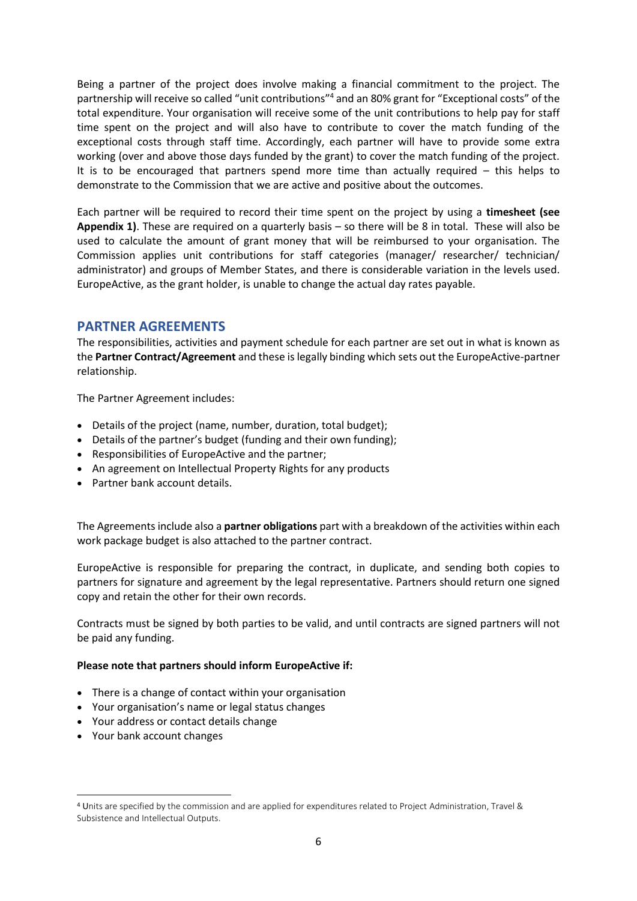Being a partner of the project does involve making a financial commitment to the project. The partnership will receive so called "unit contributions"[4] and an 80% grant for "Exceptional costs" of the total expenditure. Your organisation will receive some of the unit contributions to help pay for staff time spent on the project and will also have to contribute to cover the match funding of the exceptional costs through staff time. Accordingly, each partner will have to provide some extra working (over and above those days funded by the grant) to cover the match funding of the project. It is to be encouraged that partners spend more time than actually required – this helps to demonstrate to the Commission that we are active and positive about the outcomes.

Each partner will be required to record their time spent on the project by using a **timesheet (see Appendix 1)**. These are required on a quarterly basis – so there will be 8 in total. These will also be used to calculate the amount of grant money that will be reimbursed to your organisation. The Commission applies unit contributions for staff categories (manager/ researcher/ technician/ administrator) and groups of Member States, and there is considerable variation in the levels used. EuropeActive, as the grant holder, is unable to change the actual day rates payable.

## PARTNER AGREEMENTS

The responsibilities, activities and payment schedule for each partner are set out in what is known as the **Partner Contract/Agreement** and these is legally binding which sets out the EuropeActive-partner relationship.

The Partner Agreement includes:

- Details of the project (name, number, duration, total budget);
- Details of the partner's budget (funding and their own funding);
- Responsibilities of EuropeActive and the partner;
- An agreement on Intellectual Property Rights for any products
- Partner bank account details.

The Agreements include also a **partner obligations** part with a breakdown of the activities within each work package budget is also attached to the partner contract.

EuropeActive is responsible for preparing the contract, in duplicate, and sending both copies to partners for signature and agreement by the legal representative. Partners should return one signed copy and retain the other for their own records.

Contracts must be signed by both parties to be valid, and until contracts are signed partners will not be paid any funding.

**Please note that partners should inform EuropeActive if:**

- There is a change of contact within your organisation
- Your organisation's name or legal status changes
- Your address or contact details change
- Your bank account changes

[4] Units are specified by the commission and are applied for expenditures related to Project Administration, Travel & Subsistence and Intellectual Outputs.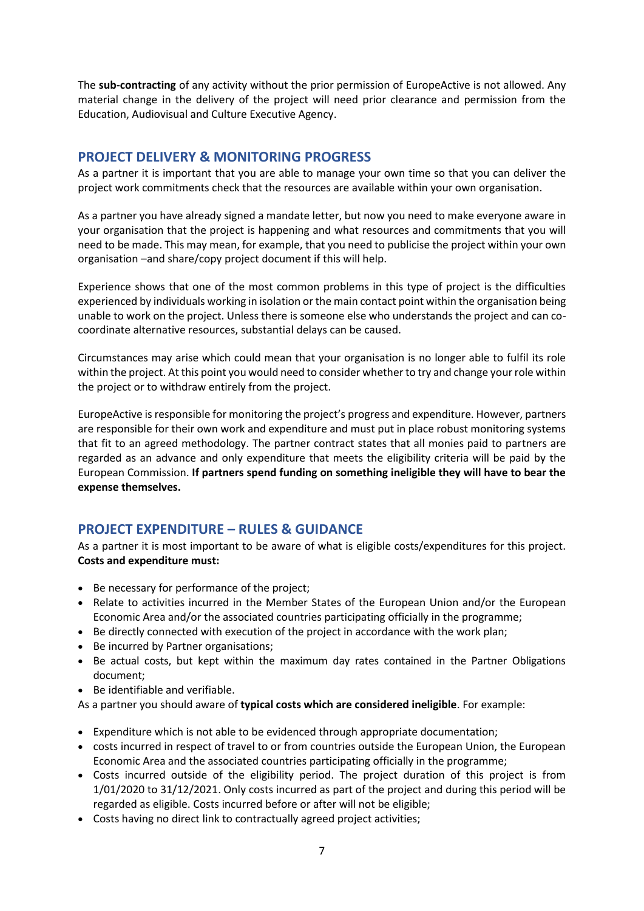The **sub-contracting** of any activity without the prior permission of EuropeActive is not allowed. Any material change in the delivery of the project will need prior clearance and permission from the Education, Audiovisual and Culture Executive Agency.

## PROJECT DELIVERY & MONITORING PROGRESS

As a partner it is important that you are able to manage your own time so that you can deliver the project work commitments check that the resources are available within your own organisation.

As a partner you have already signed a mandate letter, but now you need to make everyone aware in your organisation that the project is happening and what resources and commitments that you will need to be made. This may mean, for example, that you need to publicise the project within your own organisation –and share/copy project document if this will help.

Experience shows that one of the most common problems in this type of project is the difficulties experienced by individuals working in isolation or the main contact point within the organisation being unable to work on the project. Unless there is someone else who understands the project and can co-coordinate alternative resources, substantial delays can be caused.

Circumstances may arise which could mean that your organisation is no longer able to fulfil its role within the project. At this point you would need to consider whether to try and change your role within the project or to withdraw entirely from the project.

EuropeActive is responsible for monitoring the project's progress and expenditure. However, partners are responsible for their own work and expenditure and must put in place robust monitoring systems that fit to an agreed methodology. The partner contract states that all monies paid to partners are regarded as an advance and only expenditure that meets the eligibility criteria will be paid by the European Commission. **If partners spend funding on something ineligible they will have to bear the expense themselves.**

## PROJECT EXPENDITURE – RULES & GUIDANCE

As a partner it is most important to be aware of what is eligible costs/expenditures for this project. **Costs and expenditure must:**

- Be necessary for performance of the project;
- Relate to activities incurred in the Member States of the European Union and/or the European Economic Area and/or the associated countries participating officially in the programme;
- Be directly connected with execution of the project in accordance with the work plan;
- Be incurred by Partner organisations;
- Be actual costs, but kept within the maximum day rates contained in the Partner Obligations document;
- Be identifiable and verifiable.

As a partner you should aware of **typical costs which are considered ineligible**. For example:

- Expenditure which is not able to be evidenced through appropriate documentation;
- costs incurred in respect of travel to or from countries outside the European Union, the European Economic Area and the associated countries participating officially in the programme;
- Costs incurred outside of the eligibility period. The project duration of this project is from 1/01/2020 to 31/12/2021. Only costs incurred as part of the project and during this period will be regarded as eligible. Costs incurred before or after will not be eligible;
- Costs having no direct link to contractually agreed project activities;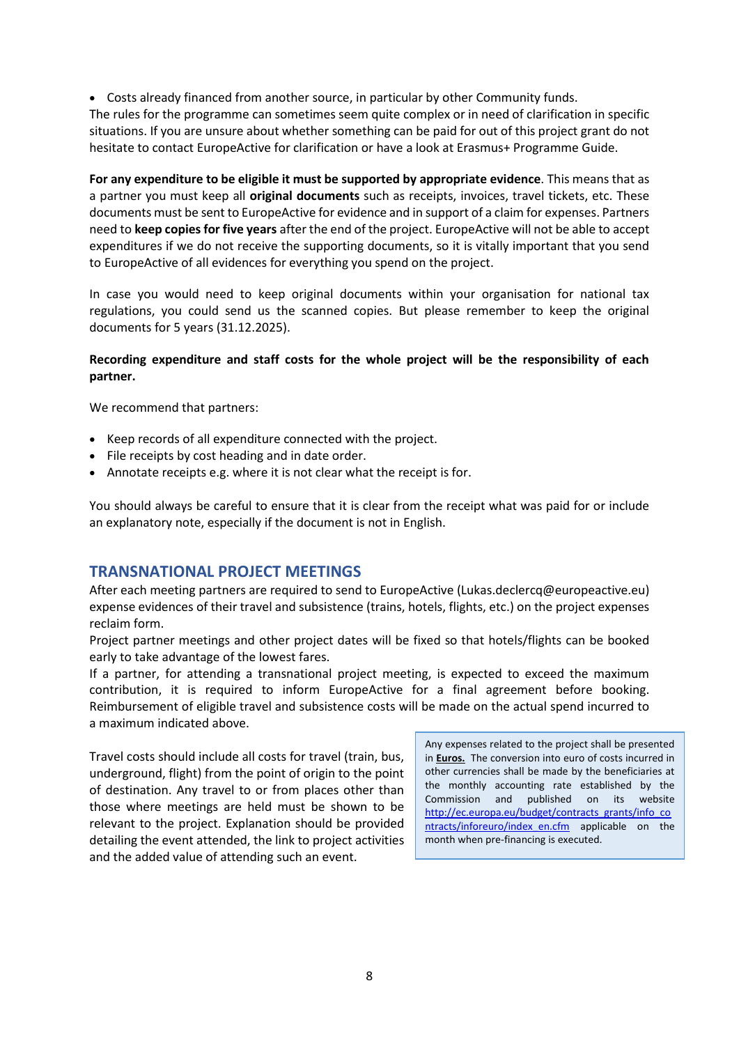- Costs already financed from another source, in particular by other Community funds.

The rules for the programme can sometimes seem quite complex or in need of clarification in specific situations. If you are unsure about whether something can be paid for out of this project grant do not hesitate to contact EuropeActive for clarification or have a look at Erasmus+ Programme Guide.

**For any expenditure to be eligible it must be supported by appropriate evidence**. This means that as a partner you must keep all **original documents** such as receipts, invoices, travel tickets, etc. These documents must be sent to EuropeActive for evidence and in support of a claim for expenses. Partners need to **keep copies for five years** after the end of the project. EuropeActive will not be able to accept expenditures if we do not receive the supporting documents, so it is vitally important that you send to EuropeActive of all evidences for everything you spend on the project.

In case you would need to keep original documents within your organisation for national tax regulations, you could send us the scanned copies. But please remember to keep the original documents for 5 years (31.12.2025).

**Recording expenditure and staff costs for the whole project will be the responsibility of each partner.**

We recommend that partners:

- Keep records of all expenditure connected with the project.
- File receipts by cost heading and in date order.
- Annotate receipts e.g. where it is not clear what the receipt is for.

You should always be careful to ensure that it is clear from the receipt what was paid for or include an explanatory note, especially if the document is not in English.

## TRANSNATIONAL PROJECT MEETINGS

After each meeting partners are required to send to EuropeActive (Lukas.declercq@europeactive.eu) expense evidences of their travel and subsistence (trains, hotels, flights, etc.) on the project expenses reclaim form.

Project partner meetings and other project dates will be fixed so that hotels/flights can be booked early to take advantage of the lowest fares.

If a partner, for attending a transnational project meeting, is expected to exceed the maximum contribution, it is required to inform EuropeActive for a final agreement before booking. Reimbursement of eligible travel and subsistence costs will be made on the actual spend incurred to a maximum indicated above.

Travel costs should include all costs for travel (train, bus, underground, flight) from the point of origin to the point of destination. Any travel to or from places other than those where meetings are held must be shown to be relevant to the project. Explanation should be provided detailing the event attended, the link to project activities and the added value of attending such an event.

> Any expenses related to the project shall be presented in **Euros.** The conversion into euro of costs incurred in other currencies shall be made by the beneficiaries at the monthly accounting rate established by the Commission and published on its website http://ec.europa.eu/budget/contracts_grants/info_contracts/inforeuro/index_en.cfm applicable on the month when pre-financing is executed.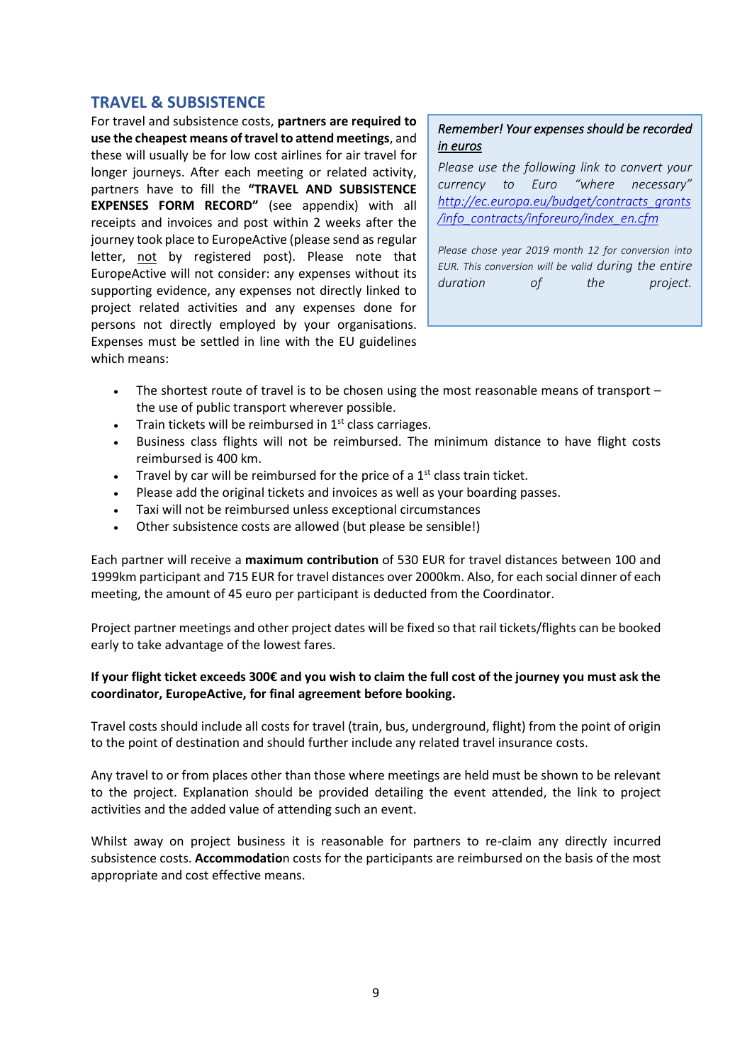## TRAVEL & SUBSISTENCE

For travel and subsistence costs, **partners are required to use the cheapest means of travel to attend meetings**, and these will usually be for low cost airlines for air travel for longer journeys. After each meeting or related activity, partners have to fill the **"TRAVEL AND SUBSISTENCE EXPENSES FORM RECORD"** (see appendix) with all receipts and invoices and post within 2 weeks after the journey took place to EuropeActive (please send as regular letter, <u>not</u> by registered post). Please note that EuropeActive will not consider: any expenses without its supporting evidence, any expenses not directly linked to project related activities and any expenses done for persons not directly employed by your organisations. Expenses must be settled in line with the EU guidelines which means:

> *Remember! Your expenses should be recorded <u>in euros</u>*
>
> *Please use the following link to convert your currency to Euro "where necessary" [http://ec.europa.eu/budget/contracts_grants/info_contracts/inforeuro/index_en.cfm](http://ec.europa.eu/budget/contracts_grants/info_contracts/inforeuro/index_en.cfm)*
>
> *Please chose year 2019 month 12 for conversion into EUR. This conversion will be valid during the entire duration of the project.*

- The shortest route of travel is to be chosen using the most reasonable means of transport – the use of public transport wherever possible.
- Train tickets will be reimbursed in 1st class carriages.
- Business class flights will not be reimbursed. The minimum distance to have flight costs reimbursed is 400 km.
- Travel by car will be reimbursed for the price of a 1st class train ticket.
- Please add the original tickets and invoices as well as your boarding passes.
- Taxi will not be reimbursed unless exceptional circumstances
- Other subsistence costs are allowed (but please be sensible!)

Each partner will receive a **maximum contribution** of 530 EUR for travel distances between 100 and 1999km participant and 715 EUR for travel distances over 2000km. Also, for each social dinner of each meeting, the amount of 45 euro per participant is deducted from the Coordinator.

Project partner meetings and other project dates will be fixed so that rail tickets/flights can be booked early to take advantage of the lowest fares.

**If your flight ticket exceeds 300€ and you wish to claim the full cost of the journey you must ask the coordinator, EuropeActive, for final agreement before booking.**

Travel costs should include all costs for travel (train, bus, underground, flight) from the point of origin to the point of destination and should further include any related travel insurance costs.

Any travel to or from places other than those where meetings are held must be shown to be relevant to the project. Explanation should be provided detailing the event attended, the link to project activities and the added value of attending such an event.

Whilst away on project business it is reasonable for partners to re-claim any directly incurred subsistence costs. **Accommodatio**n costs for the participants are reimbursed on the basis of the most appropriate and cost effective means.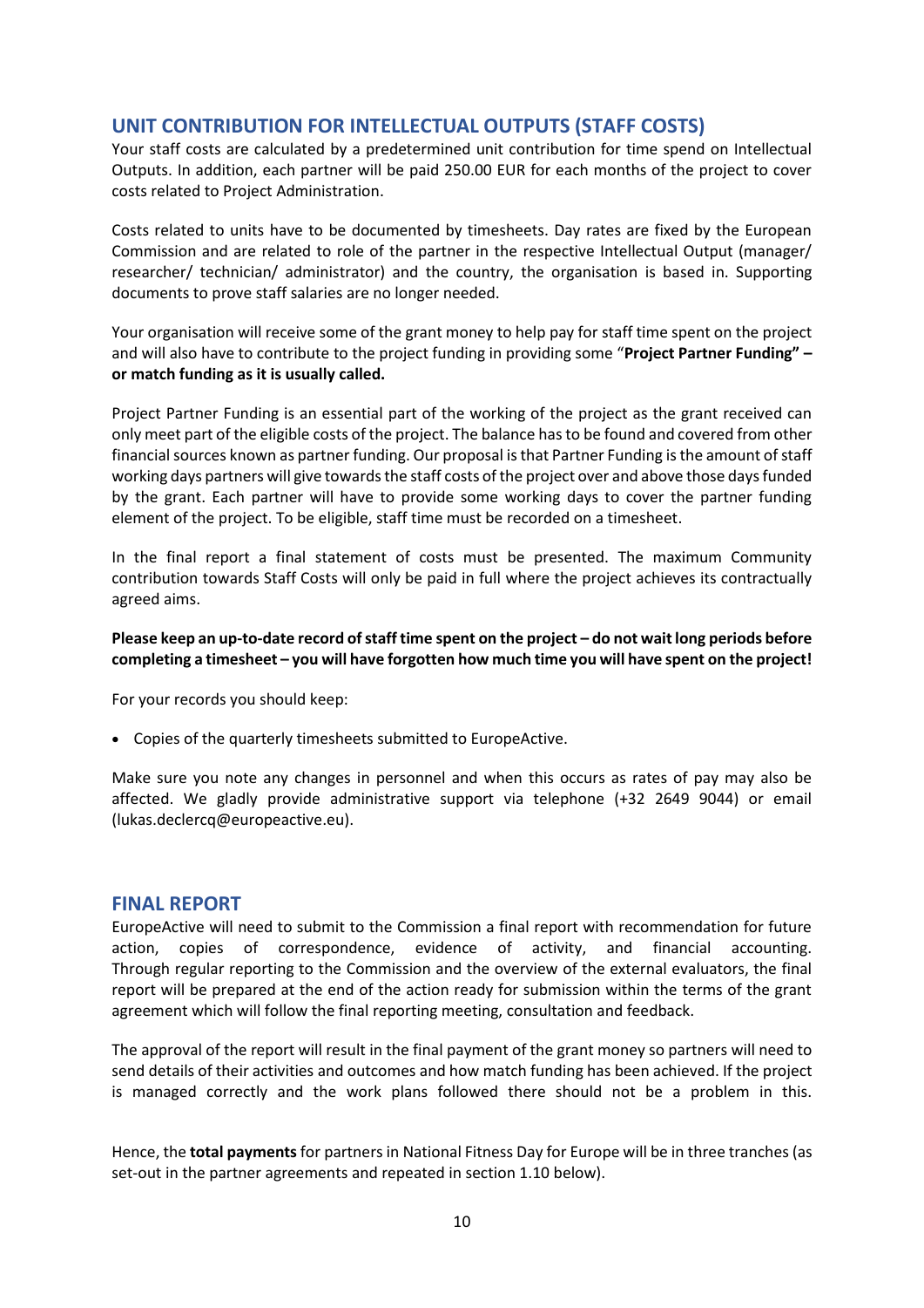## UNIT CONTRIBUTION FOR INTELLECTUAL OUTPUTS (STAFF COSTS)

Your staff costs are calculated by a predetermined unit contribution for time spend on Intellectual Outputs. In addition, each partner will be paid 250.00 EUR for each months of the project to cover costs related to Project Administration.

Costs related to units have to be documented by timesheets. Day rates are fixed by the European Commission and are related to role of the partner in the respective Intellectual Output (manager/ researcher/ technician/ administrator) and the country, the organisation is based in. Supporting documents to prove staff salaries are no longer needed.

Your organisation will receive some of the grant money to help pay for staff time spent on the project and will also have to contribute to the project funding in providing some "**Project Partner Funding" – or match funding as it is usually called.**

Project Partner Funding is an essential part of the working of the project as the grant received can only meet part of the eligible costs of the project. The balance has to be found and covered from other financial sources known as partner funding. Our proposal is that Partner Funding is the amount of staff working days partners will give towards the staff costs of the project over and above those days funded by the grant. Each partner will have to provide some working days to cover the partner funding element of the project. To be eligible, staff time must be recorded on a timesheet.

In the final report a final statement of costs must be presented. The maximum Community contribution towards Staff Costs will only be paid in full where the project achieves its contractually agreed aims.

**Please keep an up-to-date record of staff time spent on the project – do not wait long periods before completing a timesheet – you will have forgotten how much time you will have spent on the project!**

For your records you should keep:

- Copies of the quarterly timesheets submitted to EuropeActive.

Make sure you note any changes in personnel and when this occurs as rates of pay may also be affected. We gladly provide administrative support via telephone (+32 2649 9044) or email (lukas.declercq@europeactive.eu).

## FINAL REPORT

EuropeActive will need to submit to the Commission a final report with recommendation for future action, copies of correspondence, evidence of activity, and financial accounting. Through regular reporting to the Commission and the overview of the external evaluators, the final report will be prepared at the end of the action ready for submission within the terms of the grant agreement which will follow the final reporting meeting, consultation and feedback.

The approval of the report will result in the final payment of the grant money so partners will need to send details of their activities and outcomes and how match funding has been achieved. If the project is managed correctly and the work plans followed there should not be a problem in this.

Hence, the **total payments** for partners in National Fitness Day for Europe will be in three tranches (as set-out in the partner agreements and repeated in section 1.10 below).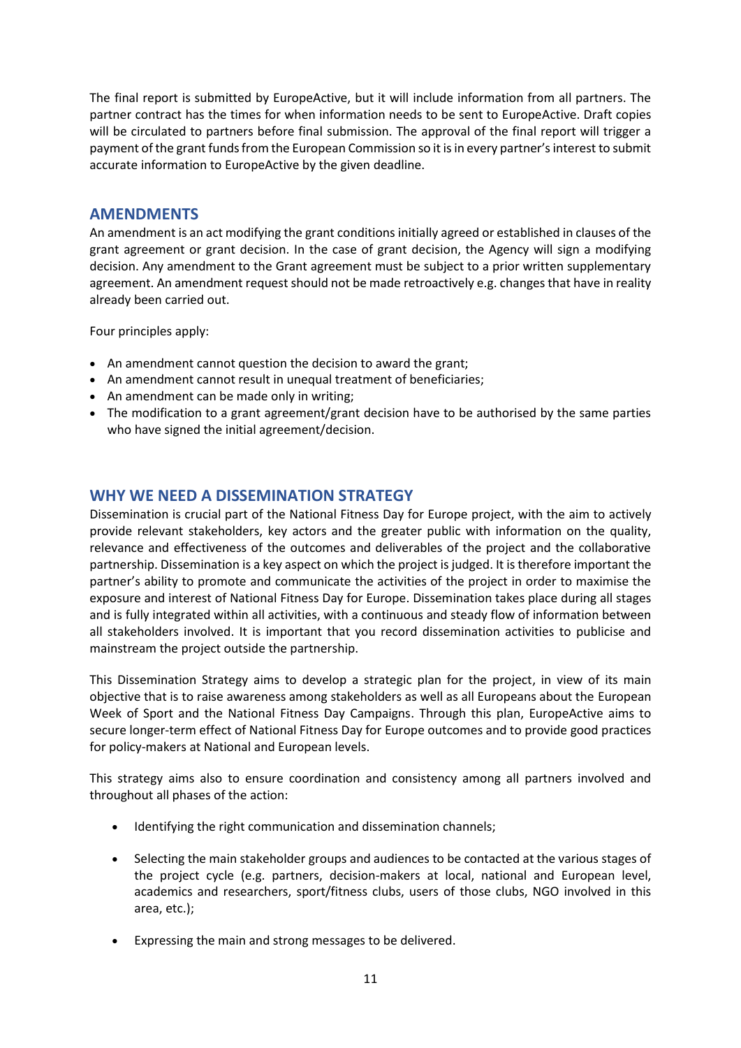The final report is submitted by EuropeActive, but it will include information from all partners. The partner contract has the times for when information needs to be sent to EuropeActive. Draft copies will be circulated to partners before final submission. The approval of the final report will trigger a payment of the grant funds from the European Commission so it is in every partner's interest to submit accurate information to EuropeActive by the given deadline.

## AMENDMENTS

An amendment is an act modifying the grant conditions initially agreed or established in clauses of the grant agreement or grant decision. In the case of grant decision, the Agency will sign a modifying decision. Any amendment to the Grant agreement must be subject to a prior written supplementary agreement. An amendment request should not be made retroactively e.g. changes that have in reality already been carried out.

Four principles apply:

- An amendment cannot question the decision to award the grant;
- An amendment cannot result in unequal treatment of beneficiaries;
- An amendment can be made only in writing;
- The modification to a grant agreement/grant decision have to be authorised by the same parties who have signed the initial agreement/decision.

## WHY WE NEED A DISSEMINATION STRATEGY

Dissemination is crucial part of the National Fitness Day for Europe project, with the aim to actively provide relevant stakeholders, key actors and the greater public with information on the quality, relevance and effectiveness of the outcomes and deliverables of the project and the collaborative partnership. Dissemination is a key aspect on which the project is judged. It is therefore important the partner's ability to promote and communicate the activities of the project in order to maximise the exposure and interest of National Fitness Day for Europe. Dissemination takes place during all stages and is fully integrated within all activities, with a continuous and steady flow of information between all stakeholders involved. It is important that you record dissemination activities to publicise and mainstream the project outside the partnership.

This Dissemination Strategy aims to develop a strategic plan for the project, in view of its main objective that is to raise awareness among stakeholders as well as all Europeans about the European Week of Sport and the National Fitness Day Campaigns. Through this plan, EuropeActive aims to secure longer-term effect of National Fitness Day for Europe outcomes and to provide good practices for policy-makers at National and European levels.

This strategy aims also to ensure coordination and consistency among all partners involved and throughout all phases of the action:

- Identifying the right communication and dissemination channels;
- Selecting the main stakeholder groups and audiences to be contacted at the various stages of the project cycle (e.g. partners, decision-makers at local, national and European level, academics and researchers, sport/fitness clubs, users of those clubs, NGO involved in this area, etc.);
- Expressing the main and strong messages to be delivered.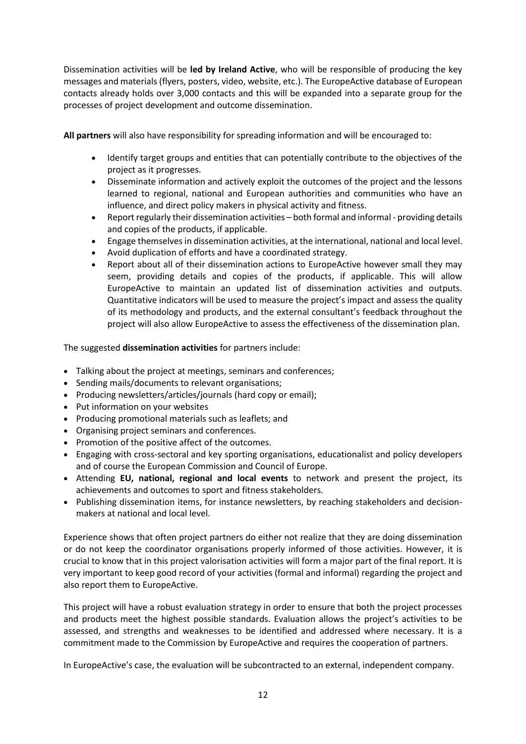Dissemination activities will be **led by Ireland Active**, who will be responsible of producing the key messages and materials (flyers, posters, video, website, etc.). The EuropeActive database of European contacts already holds over 3,000 contacts and this will be expanded into a separate group for the processes of project development and outcome dissemination.

**All partners** will also have responsibility for spreading information and will be encouraged to:

- Identify target groups and entities that can potentially contribute to the objectives of the project as it progresses.
- Disseminate information and actively exploit the outcomes of the project and the lessons learned to regional, national and European authorities and communities who have an influence, and direct policy makers in physical activity and fitness.
- Report regularly their dissemination activities – both formal and informal - providing details and copies of the products, if applicable.
- Engage themselves in dissemination activities, at the international, national and local level.
- Avoid duplication of efforts and have a coordinated strategy.
- Report about all of their dissemination actions to EuropeActive however small they may seem, providing details and copies of the products, if applicable. This will allow EuropeActive to maintain an updated list of dissemination activities and outputs. Quantitative indicators will be used to measure the project's impact and assess the quality of its methodology and products, and the external consultant's feedback throughout the project will also allow EuropeActive to assess the effectiveness of the dissemination plan.

The suggested **dissemination activities** for partners include:

- Talking about the project at meetings, seminars and conferences;
- Sending mails/documents to relevant organisations;
- Producing newsletters/articles/journals (hard copy or email);
- Put information on your websites
- Producing promotional materials such as leaflets; and
- Organising project seminars and conferences.
- Promotion of the positive affect of the outcomes.
- Engaging with cross-sectoral and key sporting organisations, educationalist and policy developers and of course the European Commission and Council of Europe.
- Attending **EU, national, regional and local events** to network and present the project, its achievements and outcomes to sport and fitness stakeholders.
- Publishing dissemination items, for instance newsletters, by reaching stakeholders and decision-makers at national and local level.

Experience shows that often project partners do either not realize that they are doing dissemination or do not keep the coordinator organisations properly informed of those activities. However, it is crucial to know that in this project valorisation activities will form a major part of the final report. It is very important to keep good record of your activities (formal and informal) regarding the project and also report them to EuropeActive.

This project will have a robust evaluation strategy in order to ensure that both the project processes and products meet the highest possible standards. Evaluation allows the project's activities to be assessed, and strengths and weaknesses to be identified and addressed where necessary. It is a commitment made to the Commission by EuropeActive and requires the cooperation of partners.

In EuropeActive's case, the evaluation will be subcontracted to an external, independent company.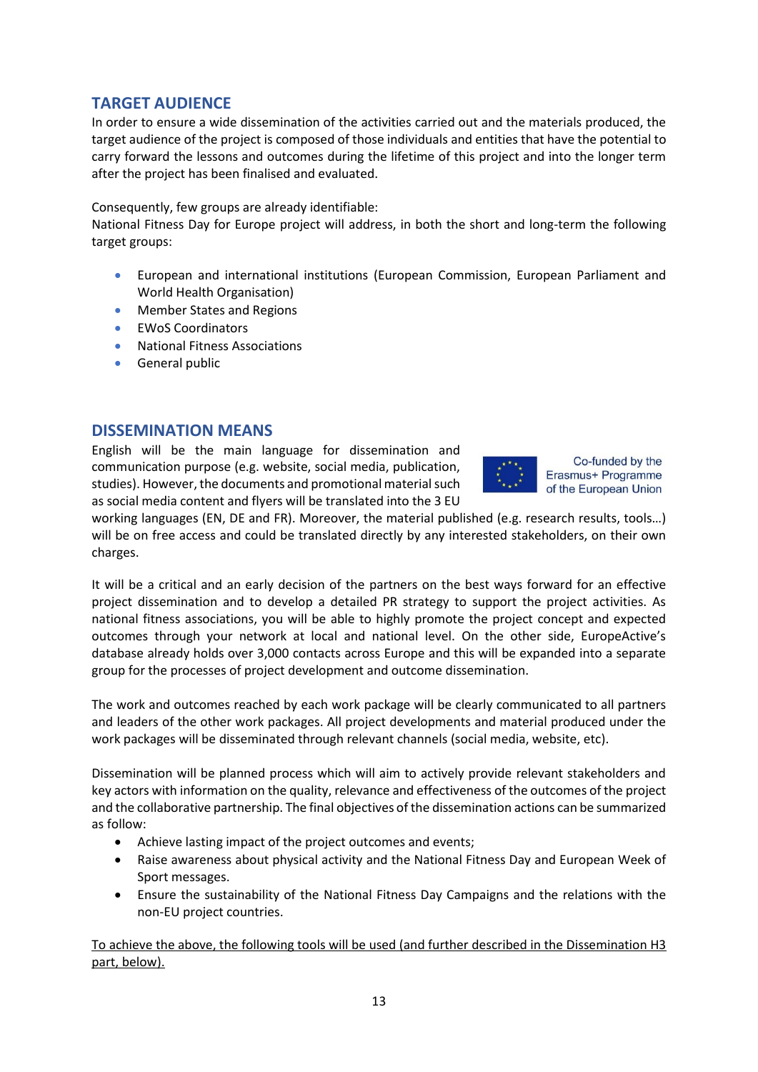## TARGET AUDIENCE

In order to ensure a wide dissemination of the activities carried out and the materials produced, the target audience of the project is composed of those individuals and entities that have the potential to carry forward the lessons and outcomes during the lifetime of this project and into the longer term after the project has been finalised and evaluated.

Consequently, few groups are already identifiable:
National Fitness Day for Europe project will address, in both the short and long-term the following target groups:

- European and international institutions (European Commission, European Parliament and World Health Organisation)
- Member States and Regions
- EWoS Coordinators
- National Fitness Associations
- General public

## DISSEMINATION MEANS

English will be the main language for dissemination and communication purpose (e.g. website, social media, publication, studies). However, the documents and promotional material such as social media content and flyers will be translated into the 3 EU working languages (EN, DE and FR). Moreover, the material published (e.g. research results, tools…) will be on free access and could be translated directly by any interested stakeholders, on their own charges.

Co-funded by the Erasmus+ Programme of the European Union

It will be a critical and an early decision of the partners on the best ways forward for an effective project dissemination and to develop a detailed PR strategy to support the project activities. As national fitness associations, you will be able to highly promote the project concept and expected outcomes through your network at local and national level. On the other side, EuropeActive's database already holds over 3,000 contacts across Europe and this will be expanded into a separate group for the processes of project development and outcome dissemination.

The work and outcomes reached by each work package will be clearly communicated to all partners and leaders of the other work packages. All project developments and material produced under the work packages will be disseminated through relevant channels (social media, website, etc).

Dissemination will be planned process which will aim to actively provide relevant stakeholders and key actors with information on the quality, relevance and effectiveness of the outcomes of the project and the collaborative partnership. The final objectives of the dissemination actions can be summarized as follow:

- Achieve lasting impact of the project outcomes and events;
- Raise awareness about physical activity and the National Fitness Day and European Week of Sport messages.
- Ensure the sustainability of the National Fitness Day Campaigns and the relations with the non-EU project countries.

<u>To achieve the above, the following tools will be used (and further described in the Dissemination H3 part, below).</u>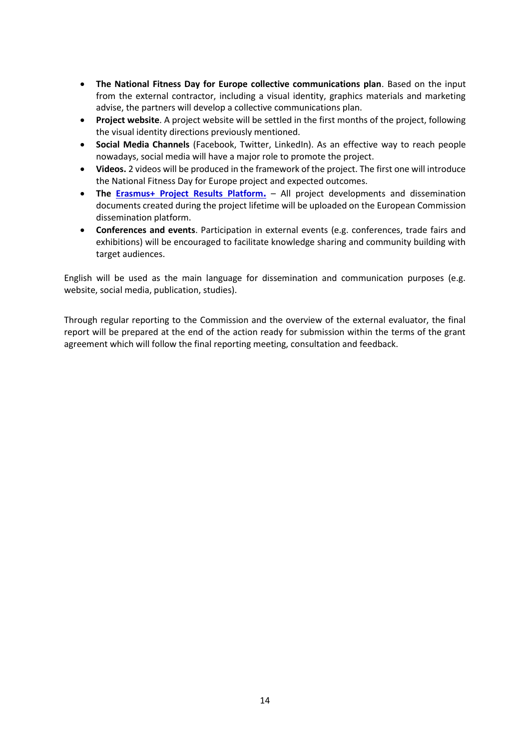- **The National Fitness Day for Europe collective communications plan**. Based on the input from the external contractor, including a visual identity, graphics materials and marketing advise, the partners will develop a collective communications plan.
- **Project website**. A project website will be settled in the first months of the project, following the visual identity directions previously mentioned.
- **Social Media Channels** (Facebook, Twitter, LinkedIn). As an effective way to reach people nowadays, social media will have a major role to promote the project.
- **Videos.** 2 videos will be produced in the framework of the project. The first one will introduce the National Fitness Day for Europe project and expected outcomes.
- **The Erasmus+ Project Results Platform.** – All project developments and dissemination documents created during the project lifetime will be uploaded on the European Commission dissemination platform.
- **Conferences and events**. Participation in external events (e.g. conferences, trade fairs and exhibitions) will be encouraged to facilitate knowledge sharing and community building with target audiences.

English will be used as the main language for dissemination and communication purposes (e.g. website, social media, publication, studies).

Through regular reporting to the Commission and the overview of the external evaluator, the final report will be prepared at the end of the action ready for submission within the terms of the grant agreement which will follow the final reporting meeting, consultation and feedback.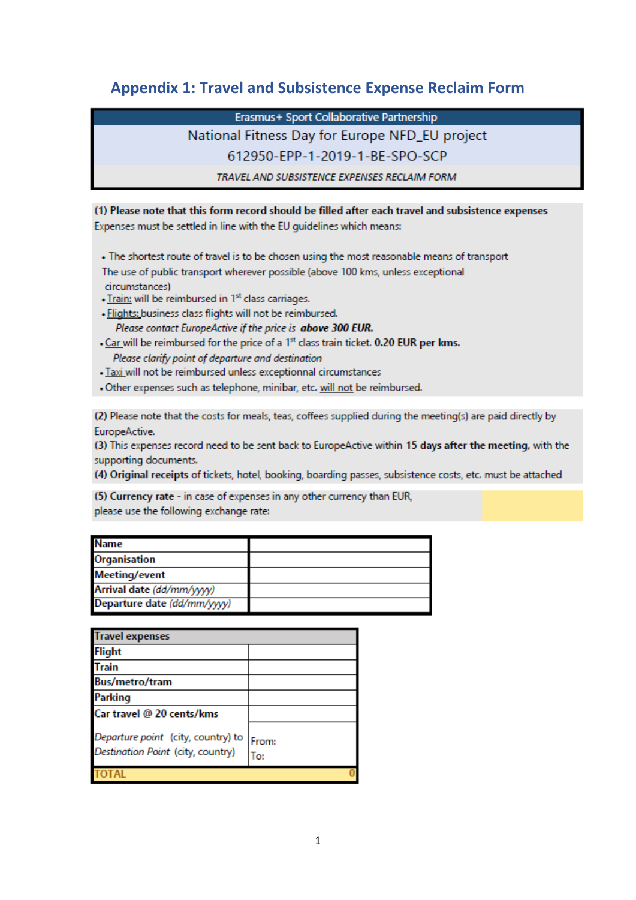## Appendix 1: Travel and Subsistence Expense Reclaim Form

| Erasmus+ Sport Collaborative Partnership |
|---|
| National Fitness Day for Europe NFD_EU project |
| 612950-EPP-1-2019-1-BE-SPO-SCP |
| *TRAVEL AND SUBSISTENCE EXPENSES RECLAIM FORM* |

**(1) Please note that this form record should be filled after each travel and subsistence expenses**
Expenses must be settled in line with the EU guidelines which means:

- The shortest route of travel is to be chosen using the most reasonable means of transport
  The use of public transport wherever possible (above 100 kms, unless exceptional circumstances)
- Train: will be reimbursed in 1st class carriages.
- Flights: business class flights will not be reimbursed.
  *Please contact EuropeActive if the price is* ***above 300 EUR.***
- Car will be reimbursed for the price of a 1st class train ticket. **0.20 EUR per kms.**
  *Please clarify point of departure and destination*
- Taxi will not be reimbursed unless exceptionnal circumstances
- Other expenses such as telephone, minibar, etc. will not be reimbursed.

(2) Please note that the costs for meals, teas, coffees supplied during the meeting(s) are paid directly by EuropeActive.
(3) This expenses record need to be sent back to EuropeActive within **15 days after the meeting**, with the supporting documents.
**(4) Original receipts** of tickets, hotel, booking, boarding passes, subsistence costs, etc. must be attached

**(5) Currency rate** - in case of expenses in any other currency than EUR, please use the following exchange rate:

| **Name** | |
|---|---|
| **Organisation** | |
| **Meeting/event** | |
| **Arrival date** *(dd/mm/yyyy)* | |
| **Departure date** *(dd/mm/yyyy)* | |

| **Travel expenses** | |
|---|---|
| **Flight** | |
| **Train** | |
| **Bus/metro/tram** | |
| **Parking** | |
| **Car travel @ 20 cents/kms** | |
| *Departure point* (city, country) to *Destination Point* (city, country) | From:<br>To: |
| **TOTAL** | 0 |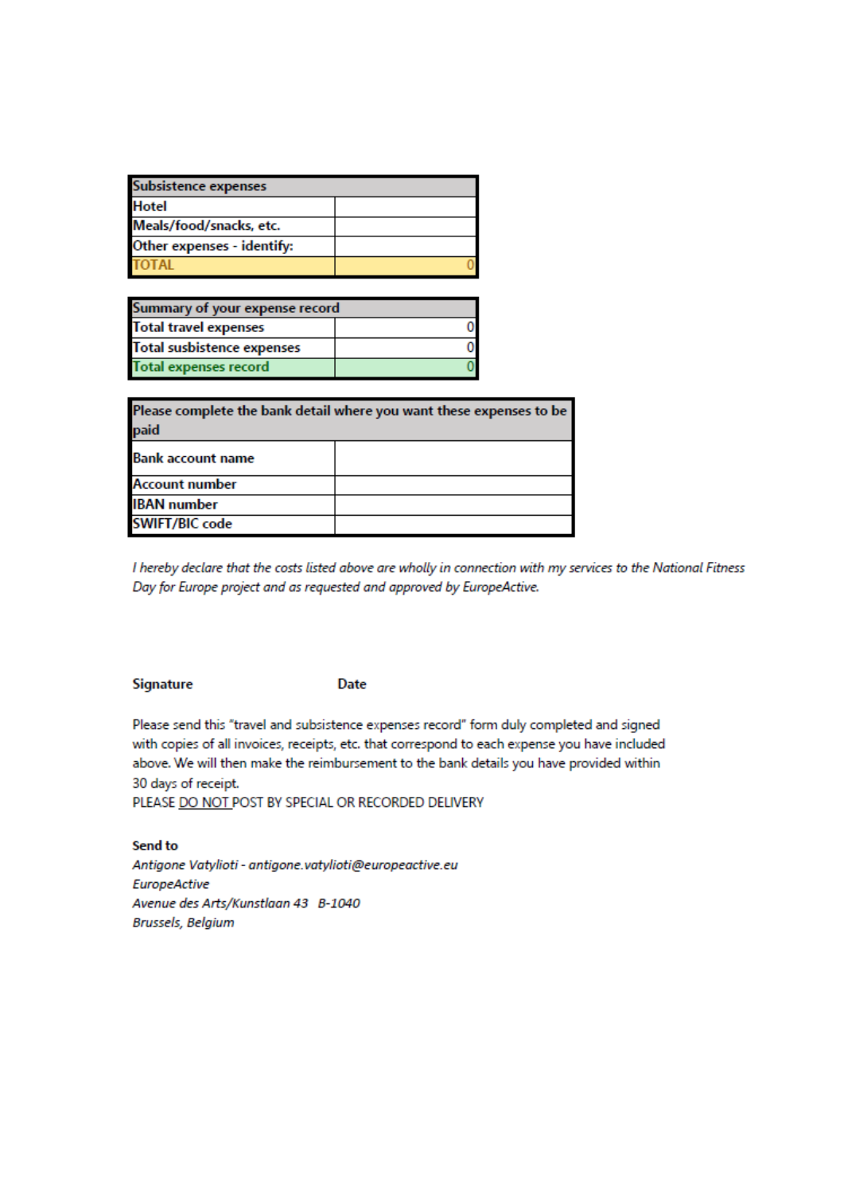| Subsistence expenses | |
|---|---|
| Hotel | |
| Meals/food/snacks, etc. | |
| Other expenses - identify: | |
| TOTAL | 0 |

| Summary of your expense record | |
|---|---|
| Total travel expenses | 0 |
| Total susbistence expenses | 0 |
| Total expenses record | 0 |

| Please complete the bank detail where you want these expenses to be paid | |
|---|---|
| Bank account name | |
| Account number | |
| IBAN number | |
| SWIFT/BIC code | |

*I hereby declare that the costs listed above are wholly in connection with my services to the National Fitness Day for Europe project and as requested and approved by EuropeActive.*

**Signature** **Date**

Please send this "travel and subsistence expenses record" form duly completed and signed with copies of all invoices, receipts, etc. that correspond to each expense you have included above. We will then make the reimbursement to the bank details you have provided within 30 days of receipt.
PLEASE DO NOT POST BY SPECIAL OR RECORDED DELIVERY

**Send to**
*Antigone Vatylioti - antigone.vatylioti@europeactive.eu*
*EuropeActive*
*Avenue des Arts/Kunstlaan 43 B-1040*
*Brussels, Belgium*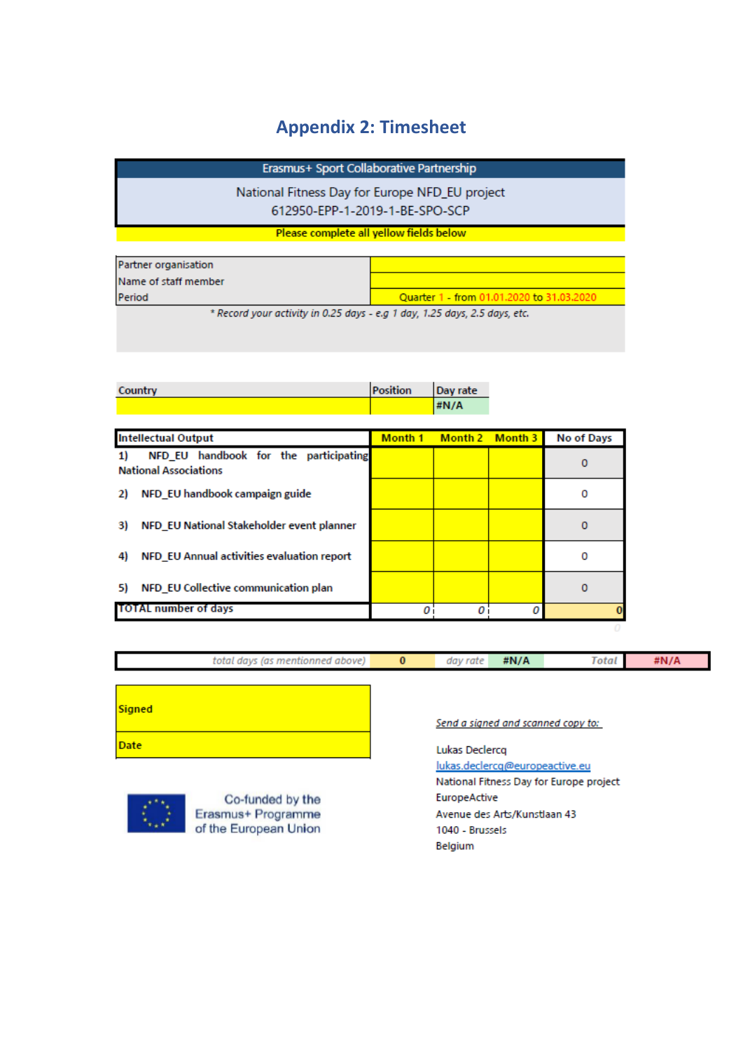# Appendix 2: Timesheet

| Erasmus+ Sport Collaborative Partnership |
|---|
| National Fitness Day for Europe NFD_EU project<br>612950-EPP-1-2019-1-BE-SPO-SCP |
| **Please complete all yellow fields below** |

| | |
|---|---|
| Partner organisation | |
| Name of staff member | |
| Period | Quarter 1 - from 01.01.2020 to 31.03.2020 |

*\* Record your activity in 0.25 days - e.g 1 day, 1.25 days, 2.5 days, etc.*

| Country | Position | Day rate |
|---|---|---|
| | | #N/A |

| Intellectual Output | Month 1 | Month 2 | Month 3 | No of Days |
|---|---|---|---|---|
| **1) NFD_EU handbook for the participating National Associations** | | | | 0 |
| **2) NFD_EU handbook campaign guide** | | | | 0 |
| **3) NFD_EU National Stakeholder event planner** | | | | 0 |
| **4) NFD_EU Annual activities evaluation report** | | | | 0 |
| **5) NFD_EU Collective communication plan** | | | | 0 |
| **TOTAL number of days** | 0 | 0 | 0 | 0 |

| *total days (as mentionned above)* | 0 | *day rate* | #N/A | *Total* | #N/A |
|---|---|---|---|---|---|

| | |
|---|---|
| **Signed** | |
| **Date** | |

Co-funded by the Erasmus+ Programme of the European Union

*Send a signed and scanned copy to:*

Lukas Declercq
lukas.declercq@europeactive.eu
National Fitness Day for Europe project
EuropeActive
Avenue des Arts/Kunstlaan 43
1040 - Brussels
Belgium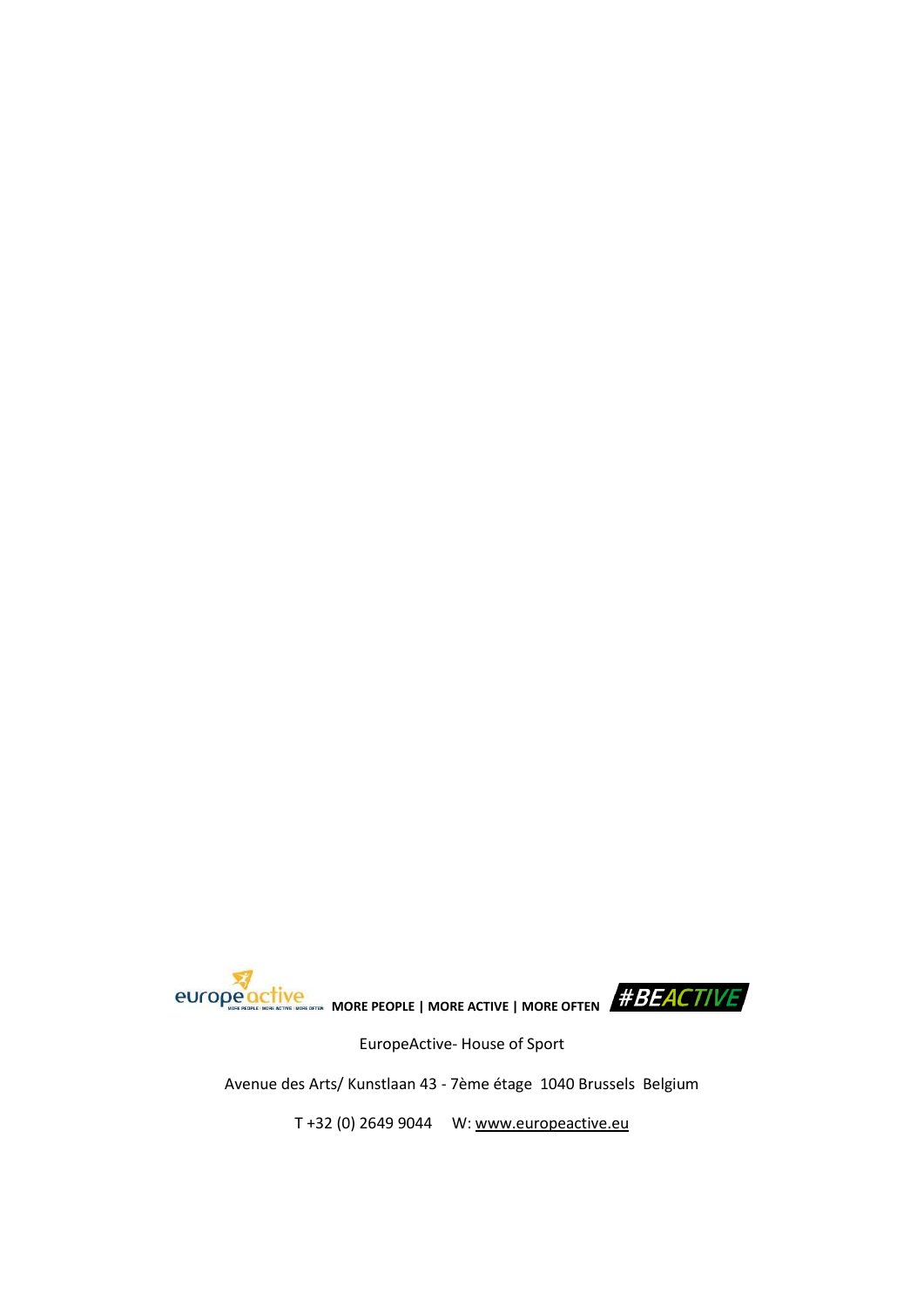europe active MORE PEOPLE | MORE ACTIVE | MORE OFTEN #BEACTIVE

EuropeActive- House of Sport

Avenue des Arts/ Kunstlaan 43 - 7ème étage 1040 Brussels Belgium

T +32 (0) 2649 9044 W: www.europeactive.eu